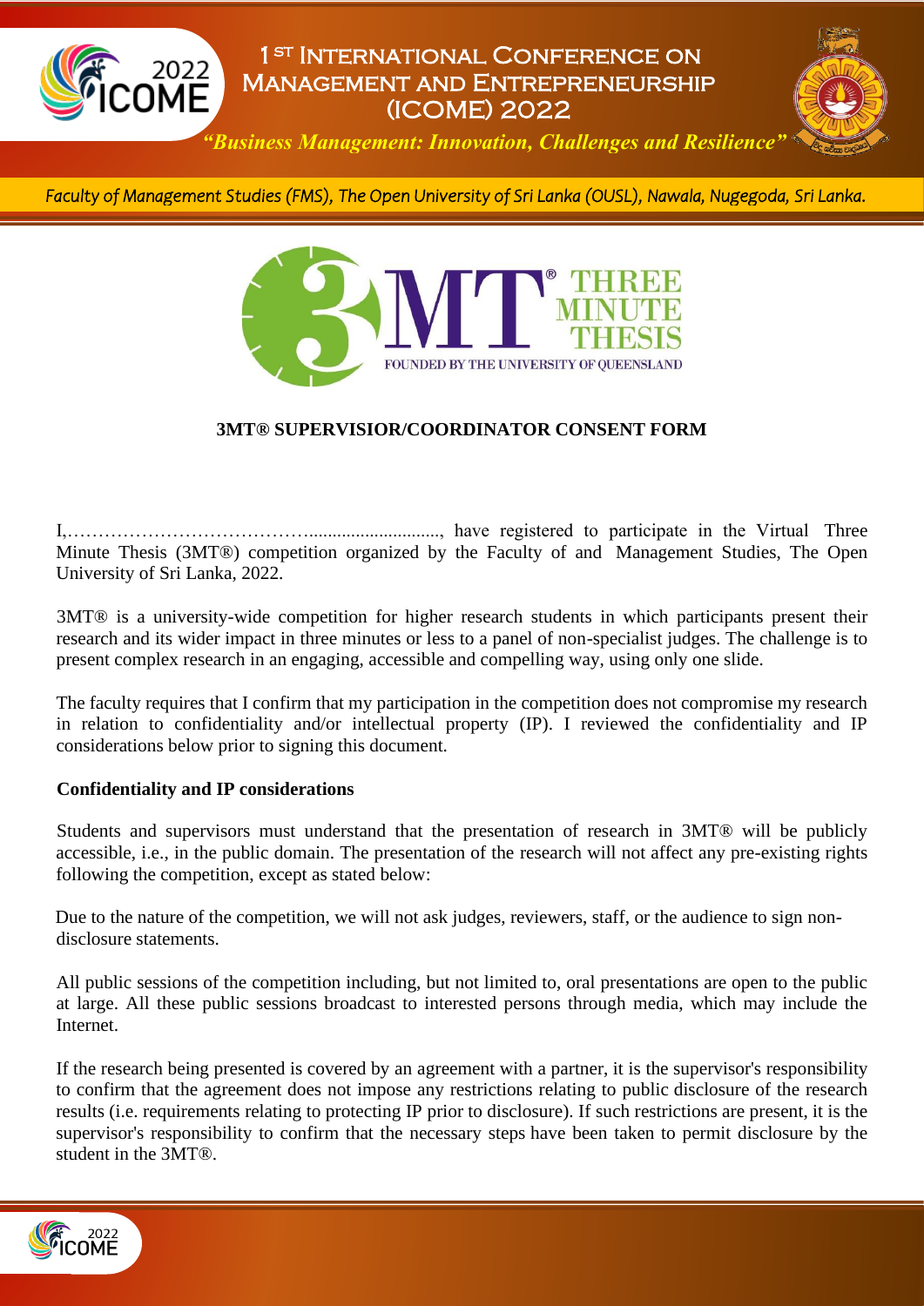# 1ST INTERNATIONAL CONFERENCE ON MANAGEMENT AND ENTREPRENEURSHIP (ICOME) 2022

*"Business Management: Innovation, Challenges and Resilience"*

*Faculty of Management Studies (FMS), The Open University of Sri Lanka (OUSL), Nawala, Nugegoda, Sri Lanka.*

THREE MINUTE THESIS

FOUNDED BY THE UNIVERSITY OF QUEENSLAND

## 3MT® SUPERVISIOR/COORDINATOR CONSENT FORM

I,…………………………………..........................., have registered to participate in the Virtual Three Minute Thesis (3MT®) competition organized by the Faculty of and Management Studies, The Open University of Sri Lanka, 2022.

3MT® is a university-wide competition for higher research students in which participants present their research and its wider impact in three minutes or less to a panel of non-specialist judges. The challenge is to present complex research in an engaging, accessible and compelling way, using only one slide.

The faculty requires that I confirm that my participation in the competition does not compromise my research in relation to confidentiality and/or intellectual property (IP). I reviewed the confidentiality and IP considerations below prior to signing this document.

**Confidentiality and IP considerations**

Students and supervisors must understand that the presentation of research in 3MT® will be publicly accessible, i.e., in the public domain. The presentation of the research will not affect any pre-existing rights following the competition, except as stated below:

Due to the nature of the competition, we will not ask judges, reviewers, staff, or the audience to sign non-disclosure statements.

All public sessions of the competition including, but not limited to, oral presentations are open to the public at large. All these public sessions broadcast to interested persons through media, which may include the Internet.

If the research being presented is covered by an agreement with a partner, it is the supervisor's responsibility to confirm that the agreement does not impose any restrictions relating to public disclosure of the research results (i.e. requirements relating to protecting IP prior to disclosure). If such restrictions are present, it is the supervisor's responsibility to confirm that the necessary steps have been taken to permit disclosure by the student in the 3MT®.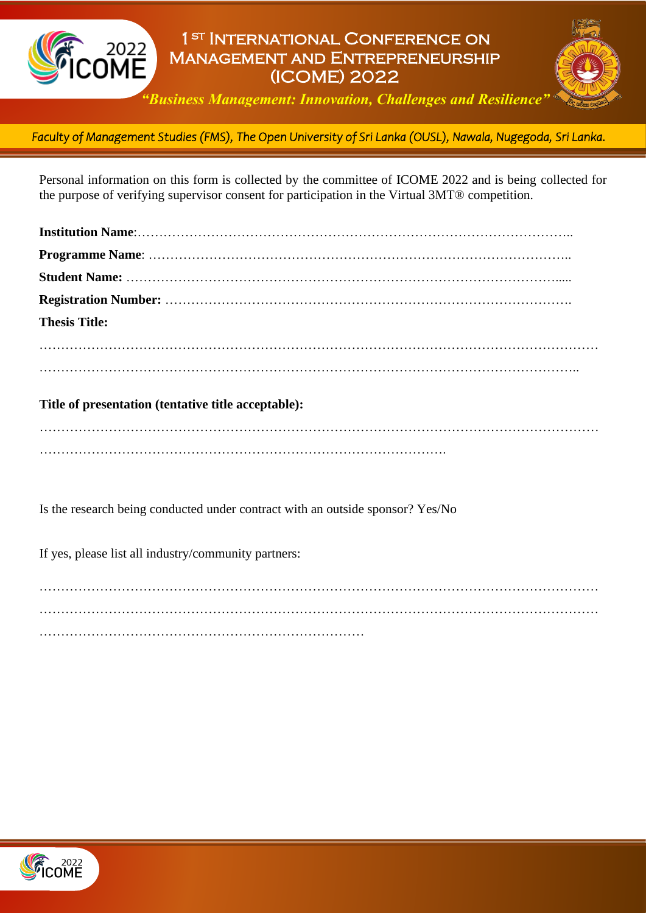Personal information on this form is collected by the committee of ICOME 2022 and is being collected for the purpose of verifying supervisor consent for participation in the Virtual 3MT® competition.

**Institution Name**:………………………………………………………………………………………..

**Programme Name**: ……………………………………………………………………………………..

**Student Name:** ……………………………………………………………………………………….....

**Registration Number:** ……………………………………………………………………………….

**Thesis Title:**

………………………………………………………………………………………………………………

……………………………………………………………………………………………………………..

**Title of presentation (tentative title acceptable):**

………………………………………………………………………………………………………………

……………………………………………………………………………….

Is the research being conducted under contract with an outside sponsor? Yes/No

If yes, please list all industry/community partners:

………………………………………………………………………………………………………………

………………………………………………………………………………………………………………

…………………………………………………………………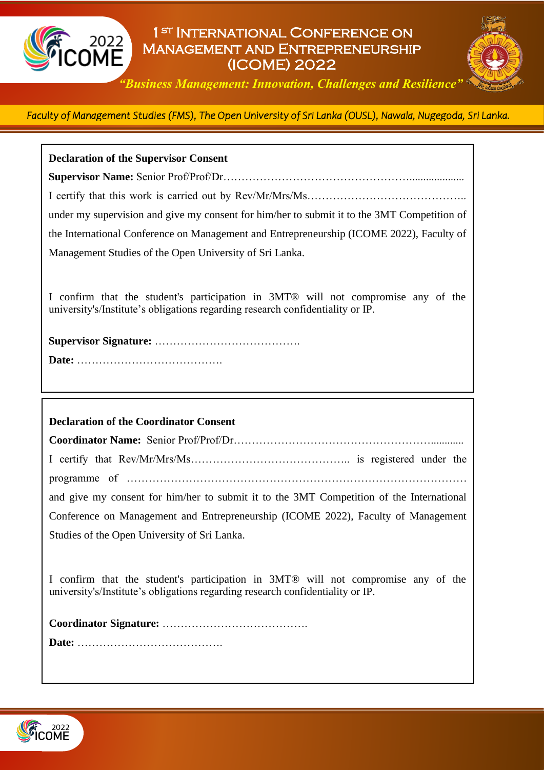**Declaration of the Supervisor Consent**

**Supervisor Name:** Senior Prof/Prof/Dr………………………………………………....................

I certify that this work is carried out by Rev/Mr/Mrs/Ms…………………………………….. under my supervision and give my consent for him/her to submit it to the 3MT Competition of the International Conference on Management and Entrepreneurship (ICOME 2022), Faculty of Management Studies of the Open University of Sri Lanka.

I confirm that the student's participation in 3MT® will not compromise any of the university's/Institute's obligations regarding research confidentiality or IP.

**Supervisor Signature:** ………………………………….

**Date:** ………………………………….

**Declaration of the Coordinator Consent**

**Coordinator Name:** Senior Prof/Prof/Dr…………………………………………………............

I certify that Rev/Mr/Mrs/Ms…………………………………….. is registered under the programme of ……………………………………………………………………………… and give my consent for him/her to submit it to the 3MT Competition of the International Conference on Management and Entrepreneurship (ICOME 2022), Faculty of Management Studies of the Open University of Sri Lanka.

I confirm that the student's participation in 3MT® will not compromise any of the university's/Institute's obligations regarding research confidentiality or IP.

**Coordinator Signature:** ………………………………….

**Date:** ………………………………….